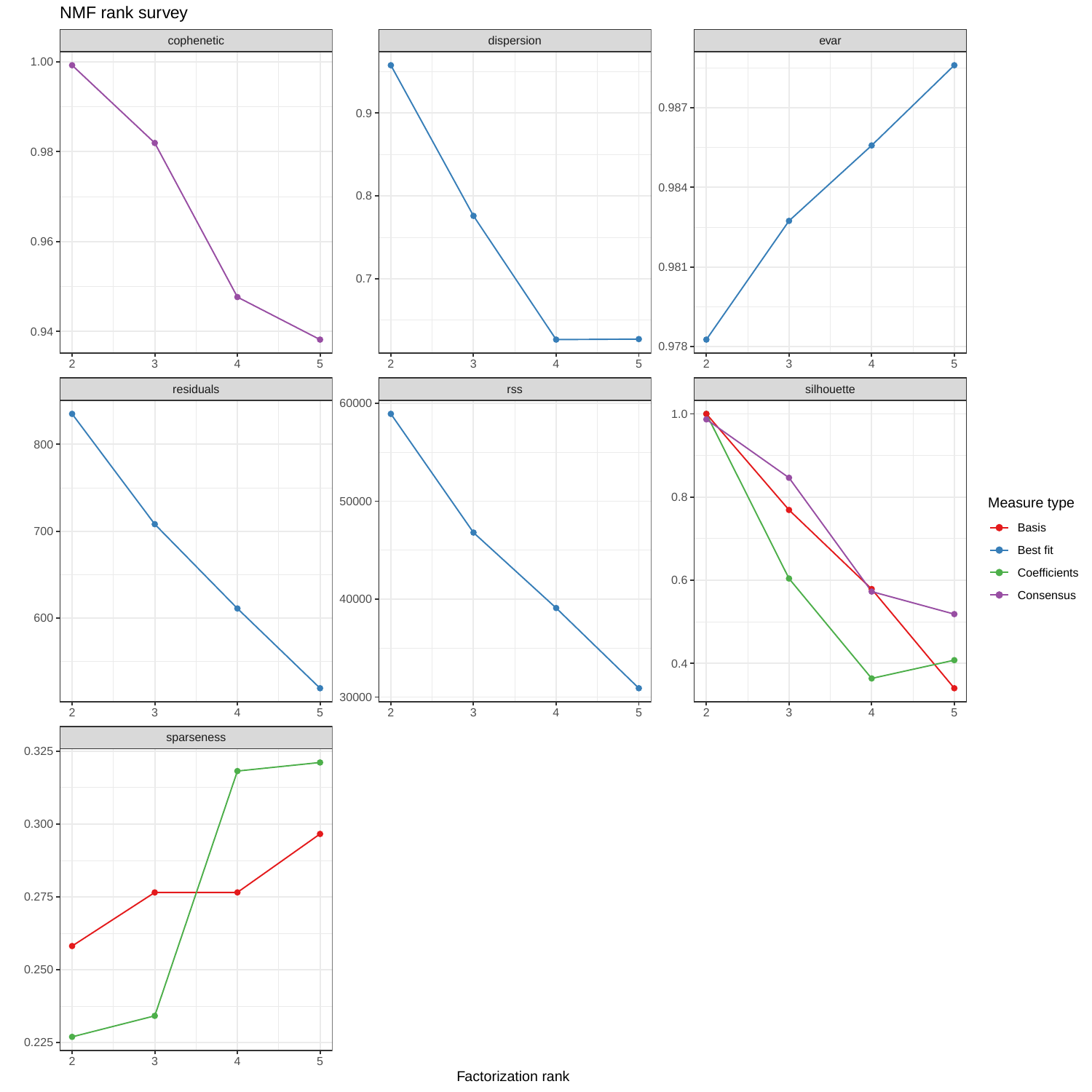NMF rank survey

cophenetic | dispersion | evar | residuals | rss | silhouette | sparseness

Measure type: Basis, Best fit, Coefficients, Consensus

Factorization rank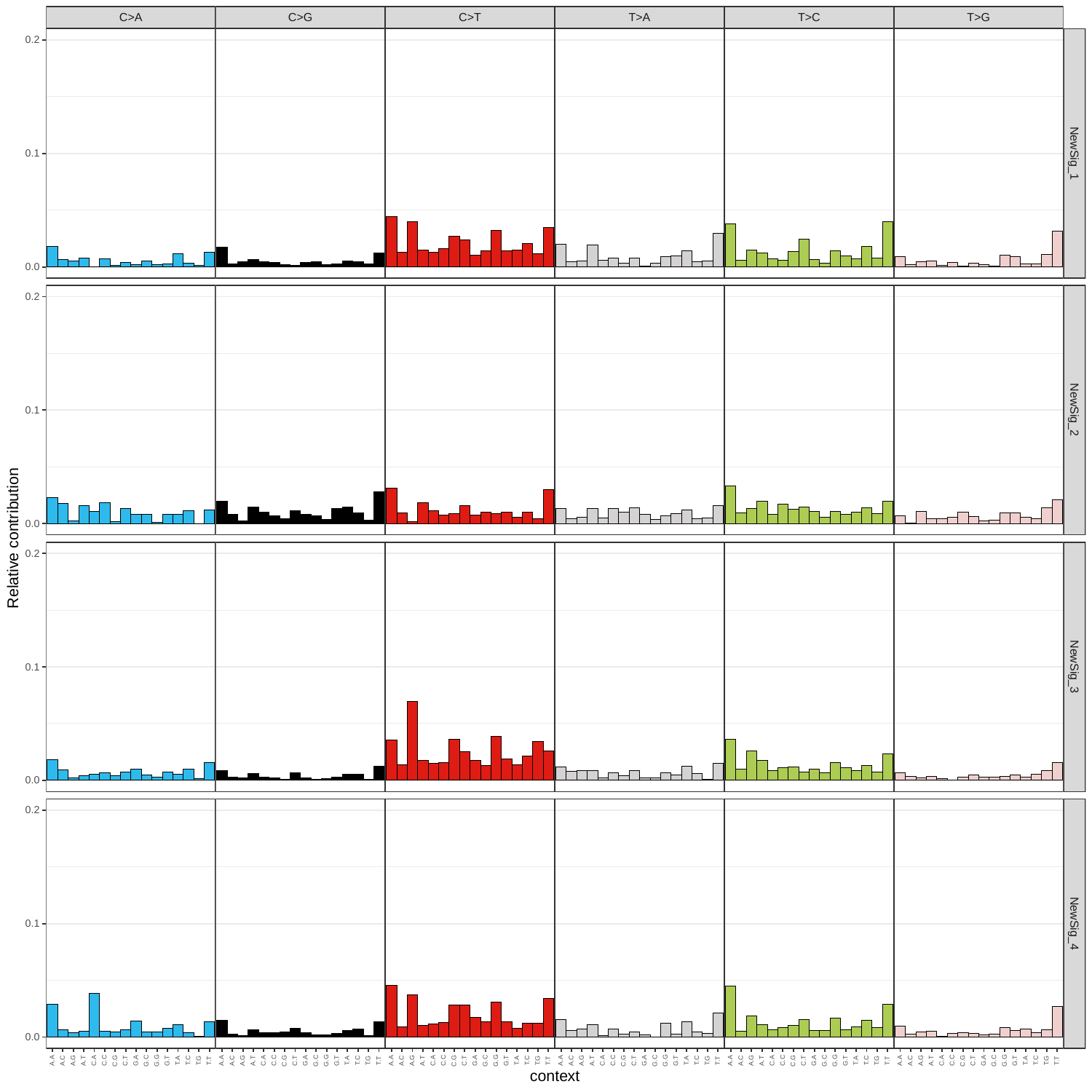C>A C>G C>T T>A T>C T>G

NewSig_1

NewSig_2

NewSig_3

NewSig_4

Relative contribution

0.0 0.1 0.2

A.A A.C A.G A.T C.A C.C C.G C.T G.A G.C G.G G.T T.A T.C T.G T.T

context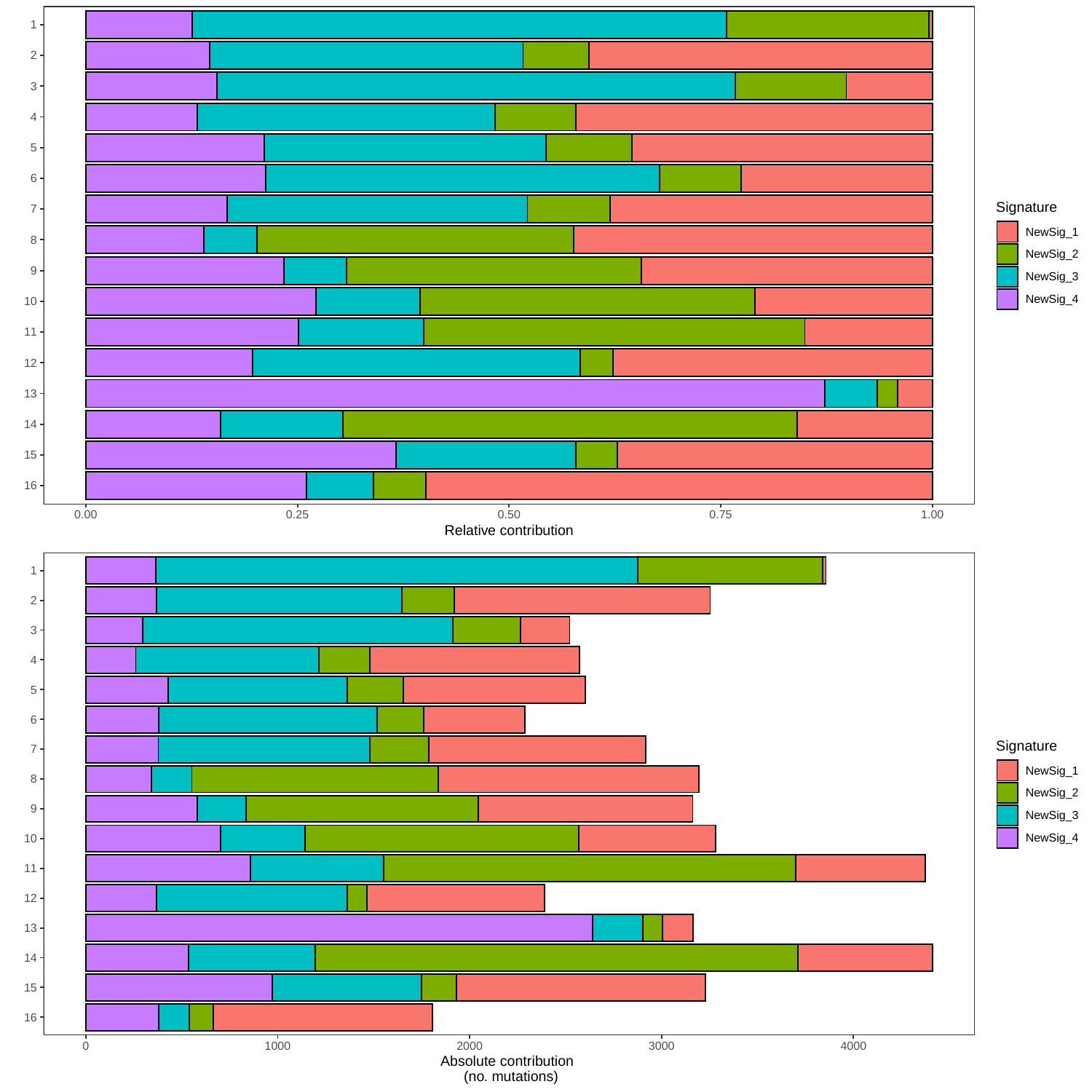Signature

- NewSig_1
- NewSig_2
- NewSig_3
- NewSig_4

Relative contribution

Signature

- NewSig_1
- NewSig_2
- NewSig_3
- NewSig_4

Absolute contribution
(no. mutations)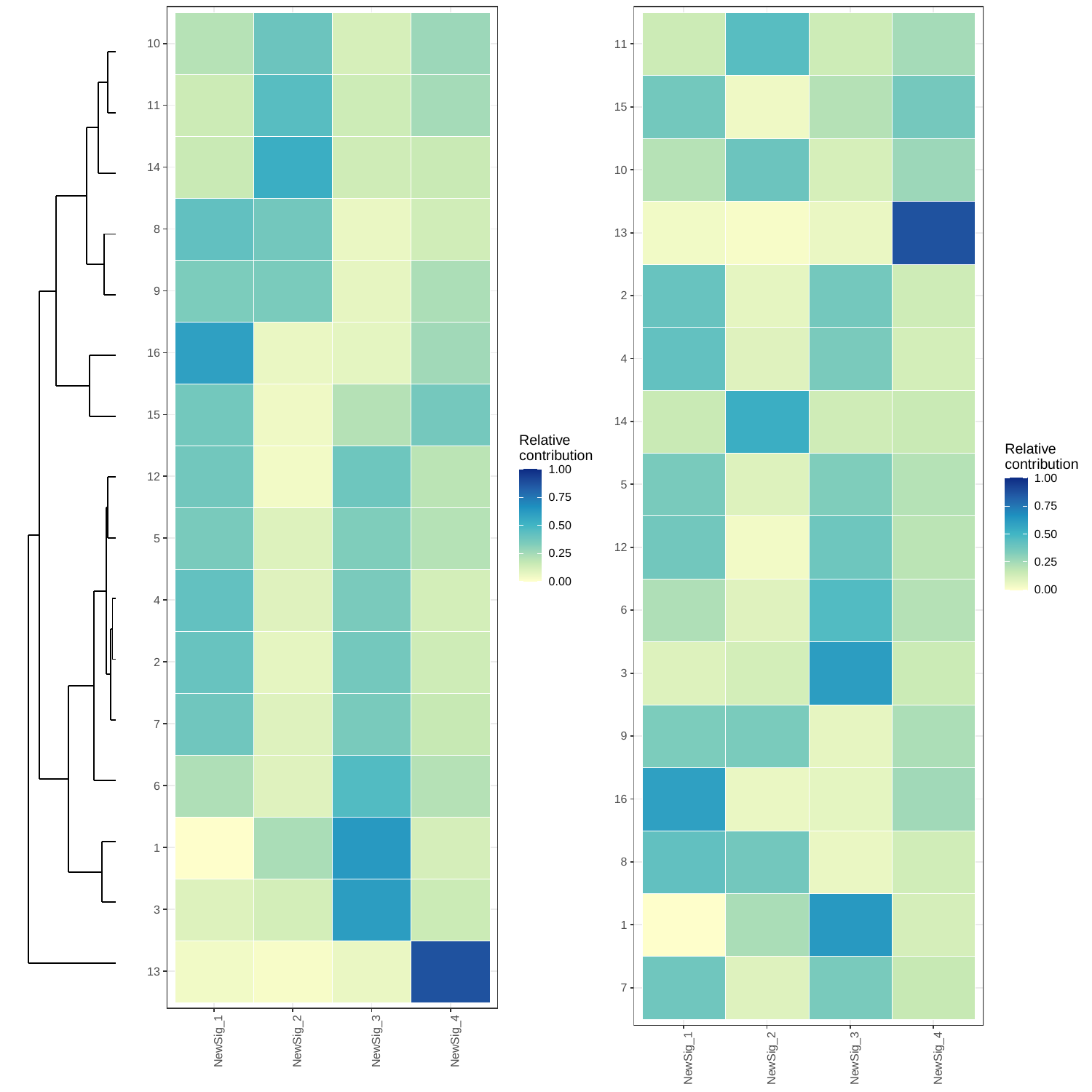10
11
14
8
9
16
15
12
5
4
2
7
6
1
3
13

NewSig_1
NewSig_2
NewSig_3
NewSig_4

Relative
contribution
1.00
0.75
0.50
0.25
0.00

11
15
10
13
2
4
14
5
12
6
3
9
16
8
1
7

NewSig_1
NewSig_2
NewSig_3
NewSig_4

Relative
contribution
1.00
0.75
0.50
0.25
0.00